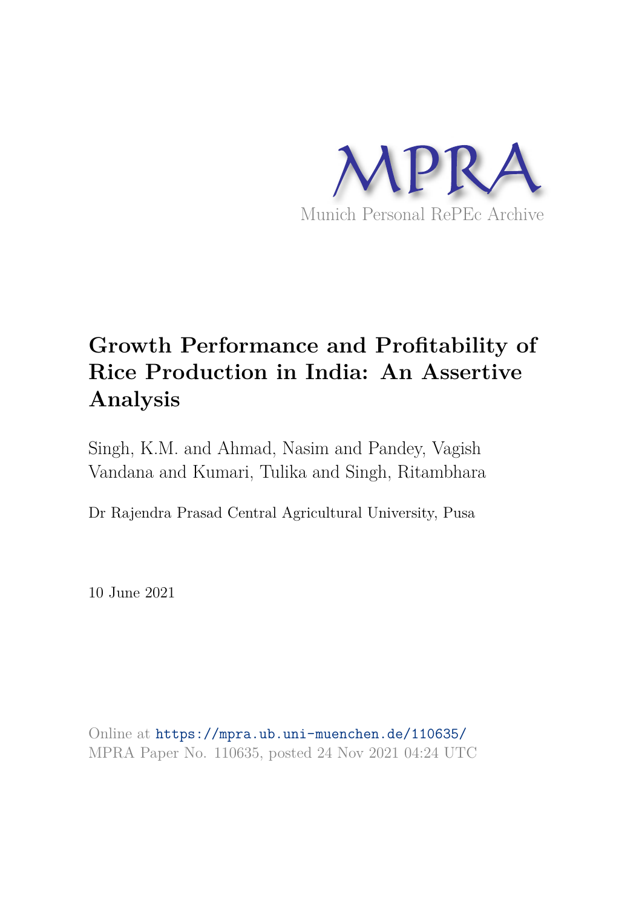MPRA

Munich Personal RePEc Archive

# Growth Performance and Profitability of Rice Production in India: An Assertive Analysis

Singh, K.M. and Ahmad, Nasim and Pandey, Vagish Vandana and Kumari, Tulika and Singh, Ritambhara

Dr Rajendra Prasad Central Agricultural University, Pusa

10 June 2021

Online at https://mpra.ub.uni-muenchen.de/110635/
MPRA Paper No. 110635, posted 24 Nov 2021 04:24 UTC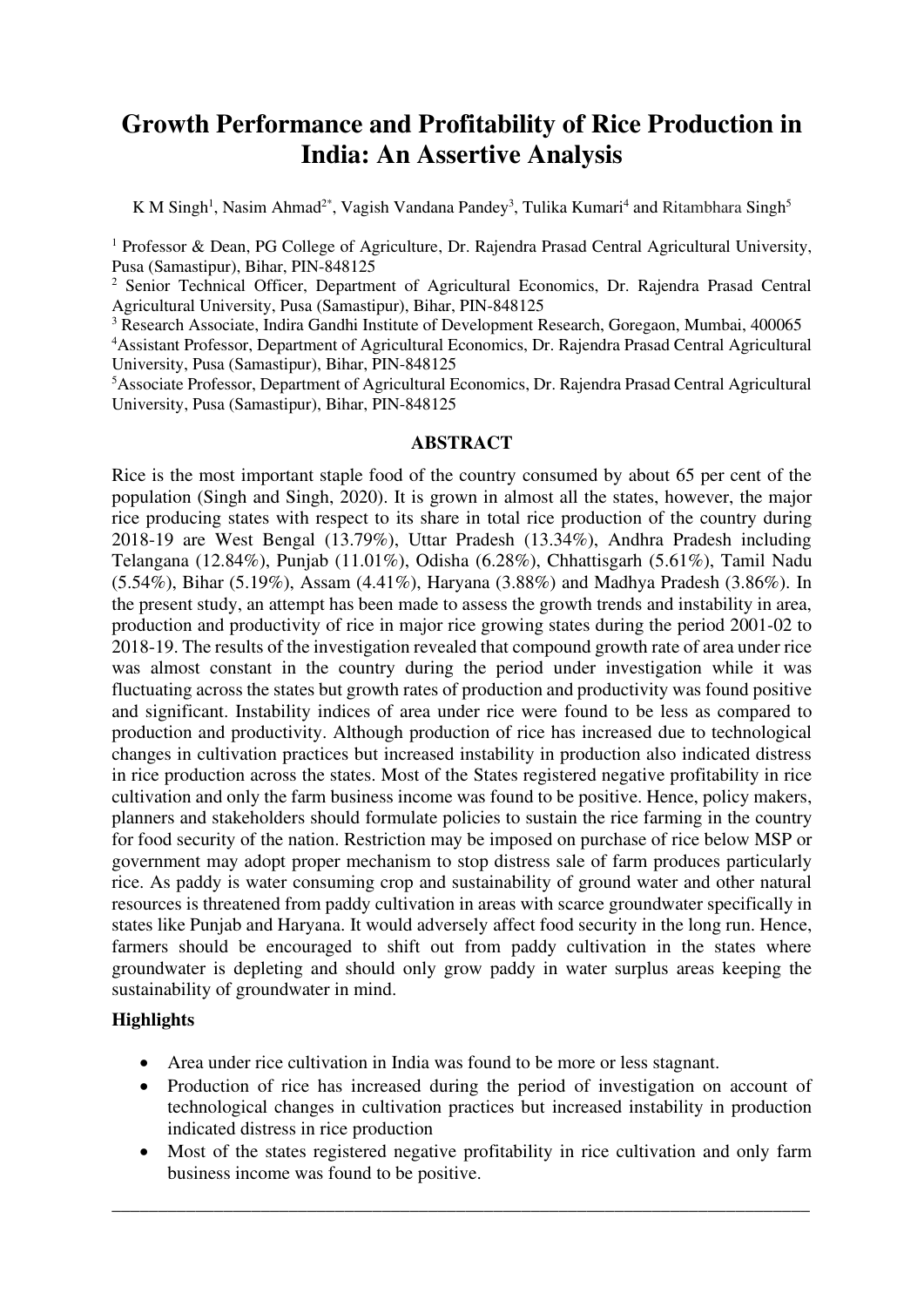# Growth Performance and Profitability of Rice Production in India: An Assertive Analysis

K M Singh[1], Nasim Ahmad[2*], Vagish Vandana Pandey[3], Tulika Kumari[4] and Ritambhara Singh[5]

[1] Professor & Dean, PG College of Agriculture, Dr. Rajendra Prasad Central Agricultural University, Pusa (Samastipur), Bihar, PIN-848125

[2] Senior Technical Officer, Department of Agricultural Economics, Dr. Rajendra Prasad Central Agricultural University, Pusa (Samastipur), Bihar, PIN-848125

[3] Research Associate, Indira Gandhi Institute of Development Research, Goregaon, Mumbai, 400065

[4] Assistant Professor, Department of Agricultural Economics, Dr. Rajendra Prasad Central Agricultural University, Pusa (Samastipur), Bihar, PIN-848125

[5] Associate Professor, Department of Agricultural Economics, Dr. Rajendra Prasad Central Agricultural University, Pusa (Samastipur), Bihar, PIN-848125

## ABSTRACT

Rice is the most important staple food of the country consumed by about 65 per cent of the population (Singh and Singh, 2020). It is grown in almost all the states, however, the major rice producing states with respect to its share in total rice production of the country during 2018-19 are West Bengal (13.79%), Uttar Pradesh (13.34%), Andhra Pradesh including Telangana (12.84%), Punjab (11.01%), Odisha (6.28%), Chhattisgarh (5.61%), Tamil Nadu (5.54%), Bihar (5.19%), Assam (4.41%), Haryana (3.88%) and Madhya Pradesh (3.86%). In the present study, an attempt has been made to assess the growth trends and instability in area, production and productivity of rice in major rice growing states during the period 2001-02 to 2018-19. The results of the investigation revealed that compound growth rate of area under rice was almost constant in the country during the period under investigation while it was fluctuating across the states but growth rates of production and productivity was found positive and significant. Instability indices of area under rice were found to be less as compared to production and productivity. Although production of rice has increased due to technological changes in cultivation practices but increased instability in production also indicated distress in rice production across the states. Most of the States registered negative profitability in rice cultivation and only the farm business income was found to be positive. Hence, policy makers, planners and stakeholders should formulate policies to sustain the rice farming in the country for food security of the nation. Restriction may be imposed on purchase of rice below MSP or government may adopt proper mechanism to stop distress sale of farm produces particularly rice. As paddy is water consuming crop and sustainability of ground water and other natural resources is threatened from paddy cultivation in areas with scarce groundwater specifically in states like Punjab and Haryana. It would adversely affect food security in the long run. Hence, farmers should be encouraged to shift out from paddy cultivation in the states where groundwater is depleting and should only grow paddy in water surplus areas keeping the sustainability of groundwater in mind.

**Highlights**

- Area under rice cultivation in India was found to be more or less stagnant.
- Production of rice has increased during the period of investigation on account of technological changes in cultivation practices but increased instability in production indicated distress in rice production
- Most of the states registered negative profitability in rice cultivation and only farm business income was found to be positive.

---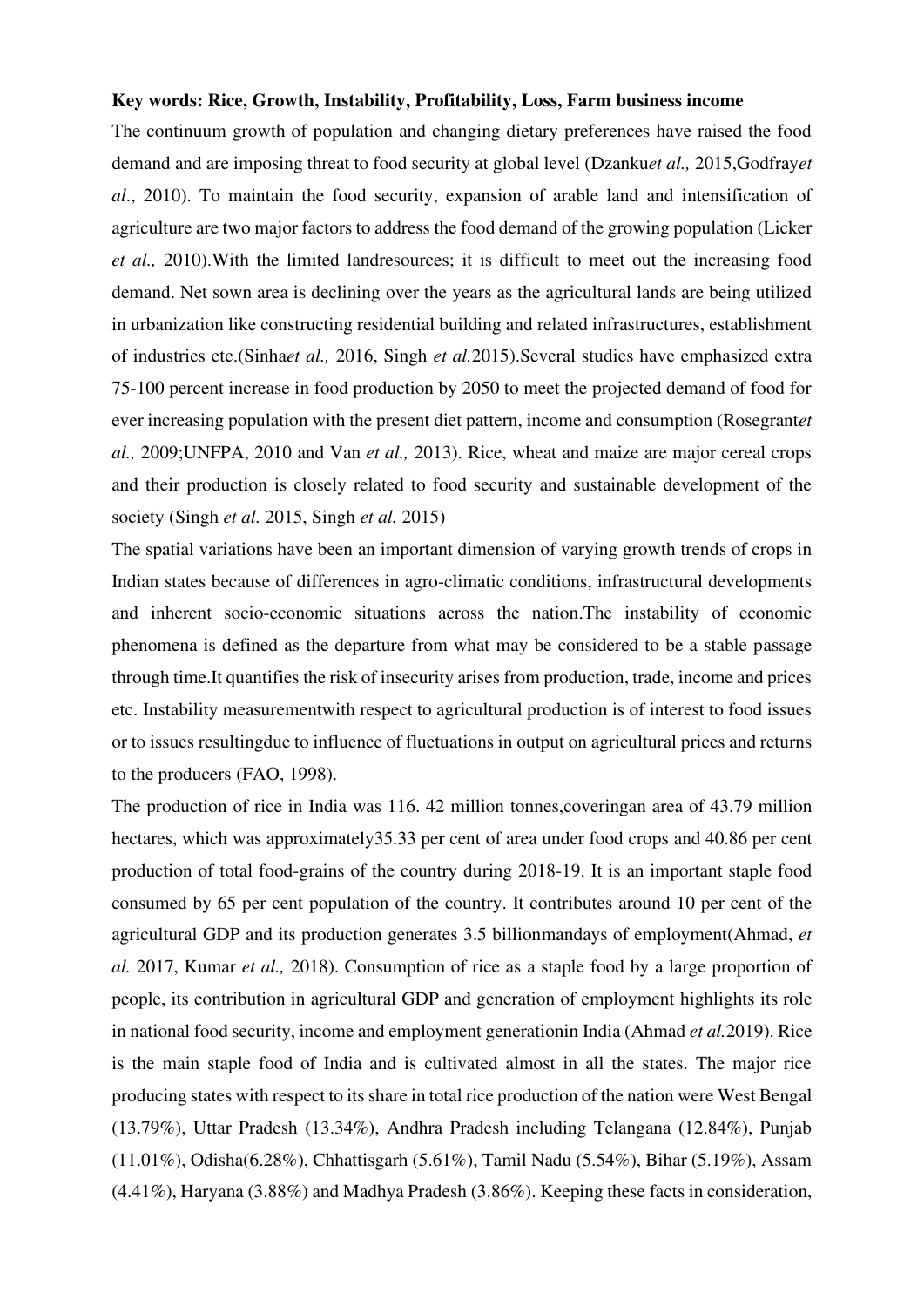**Key words: Rice, Growth, Instability, Profitability, Loss, Farm business income**

The continuum growth of population and changing dietary preferences have raised the food demand and are imposing threat to food security at global level (Dzanku*et al.,* 2015,Godfray*et al*., 2010). To maintain the food security, expansion of arable land and intensification of agriculture are two major factors to address the food demand of the growing population (Licker *et al.,* 2010).With the limited landresources; it is difficult to meet out the increasing food demand. Net sown area is declining over the years as the agricultural lands are being utilized in urbanization like constructing residential building and related infrastructures, establishment of industries etc.(Sinha*et al.,* 2016, Singh *et al.*2015).Several studies have emphasized extra 75-100 percent increase in food production by 2050 to meet the projected demand of food for ever increasing population with the present diet pattern, income and consumption (Rosegrant*et al.,* 2009;UNFPA, 2010 and Van *et al.,* 2013). Rice, wheat and maize are major cereal crops and their production is closely related to food security and sustainable development of the society (Singh *et al.* 2015, Singh *et al.* 2015)

The spatial variations have been an important dimension of varying growth trends of crops in Indian states because of differences in agro-climatic conditions, infrastructural developments and inherent socio-economic situations across the nation.The instability of economic phenomena is defined as the departure from what may be considered to be a stable passage through time.It quantifies the risk of insecurity arises from production, trade, income and prices etc. Instability measurementwith respect to agricultural production is of interest to food issues or to issues resultingdue to influence of fluctuations in output on agricultural prices and returns to the producers (FAO, 1998).

The production of rice in India was 116. 42 million tonnes,coveringan area of 43.79 million hectares, which was approximately35.33 per cent of area under food crops and 40.86 per cent production of total food-grains of the country during 2018-19. It is an important staple food consumed by 65 per cent population of the country. It contributes around 10 per cent of the agricultural GDP and its production generates 3.5 billionmandays of employment(Ahmad, *et al.* 2017, Kumar *et al.,* 2018). Consumption of rice as a staple food by a large proportion of people, its contribution in agricultural GDP and generation of employment highlights its role in national food security, income and employment generationin India (Ahmad *et al.*2019). Rice is the main staple food of India and is cultivated almost in all the states. The major rice producing states with respect to its share in total rice production of the nation were West Bengal (13.79%), Uttar Pradesh (13.34%), Andhra Pradesh including Telangana (12.84%), Punjab (11.01%), Odisha(6.28%), Chhattisgarh (5.61%), Tamil Nadu (5.54%), Bihar (5.19%), Assam (4.41%), Haryana (3.88%) and Madhya Pradesh (3.86%). Keeping these facts in consideration,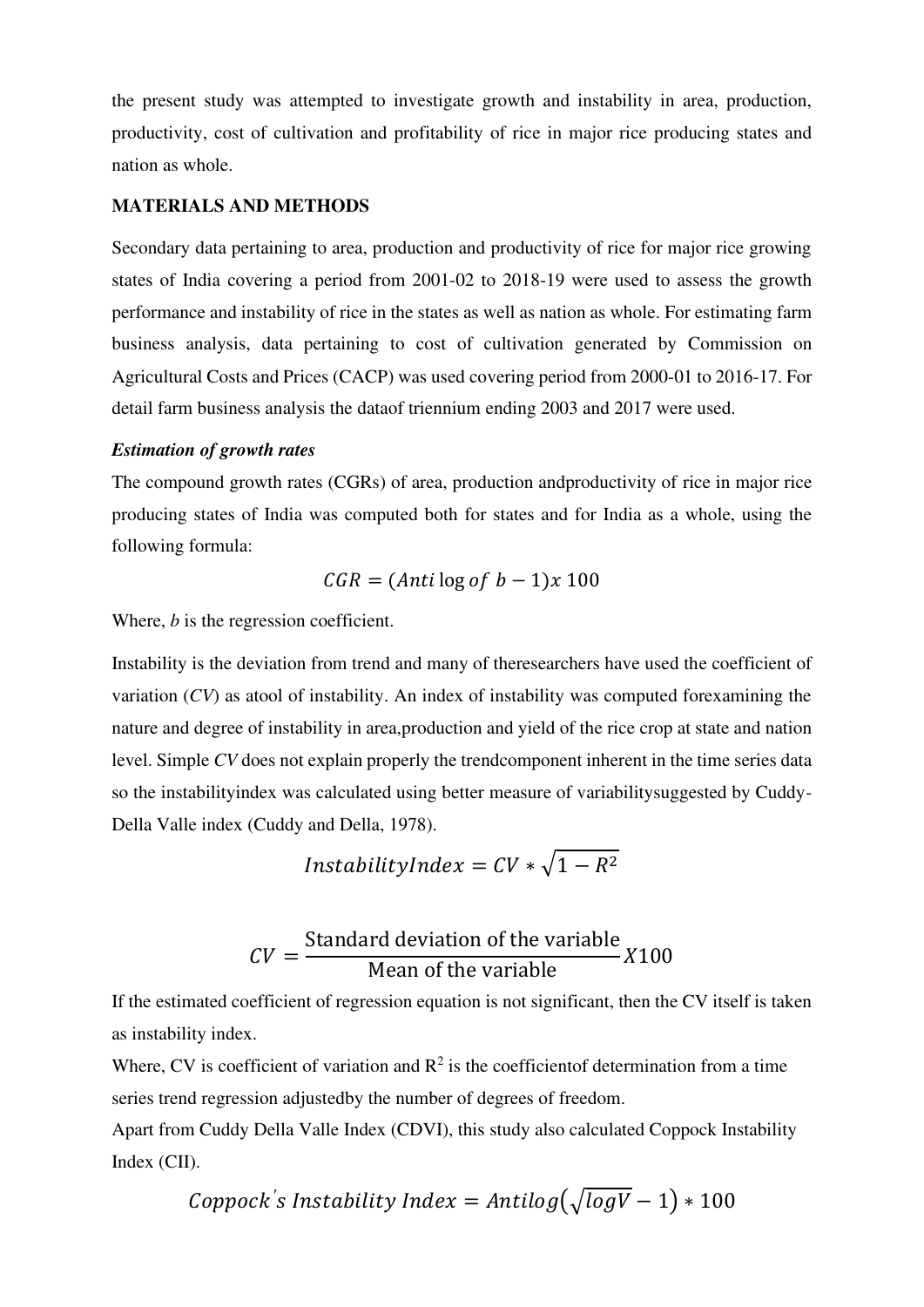the present study was attempted to investigate growth and instability in area, production, productivity, cost of cultivation and profitability of rice in major rice producing states and nation as whole.

## MATERIALS AND METHODS

Secondary data pertaining to area, production and productivity of rice for major rice growing states of India covering a period from 2001-02 to 2018-19 were used to assess the growth performance and instability of rice in the states as well as nation as whole. For estimating farm business analysis, data pertaining to cost of cultivation generated by Commission on Agricultural Costs and Prices (CACP) was used covering period from 2000-01 to 2016-17. For detail farm business analysis the dataof triennium ending 2003 and 2017 were used.

### *Estimation of growth rates*

The compound growth rates (CGRs) of area, production andproductivity of rice in major rice producing states of India was computed both for states and for India as a whole, using the following formula:

$$CGR = (Anti\log of\ b - 1)x\ 100$$

Where, *b* is the regression coefficient.

Instability is the deviation from trend and many of theresearchers have used the coefficient of variation (*CV*) as atool of instability. An index of instability was computed forexamining the nature and degree of instability in area,production and yield of the rice crop at state and nation level. Simple *CV* does not explain properly the trendcomponent inherent in the time series data so the instabilityindex was calculated using better measure of variabilitysuggested by Cuddy-Della Valle index (Cuddy and Della, 1978).

$$InstabilityIndex = CV * \sqrt{1 - R^2}$$

$$CV = \frac{\text{Standard deviation of the variable}}{\text{Mean of the variable}} X100$$

If the estimated coefficient of regression equation is not significant, then the CV itself is taken as instability index.

Where, CV is coefficient of variation and $R^2$ is the coefficientof determination from a time series trend regression adjustedby the number of degrees of freedom.

Apart from Cuddy Della Valle Index (CDVI), this study also calculated Coppock Instability Index (CII).

$$Coppock's\ Instability\ Index = Antilog\left(\sqrt{logV} - 1\right) * 100$$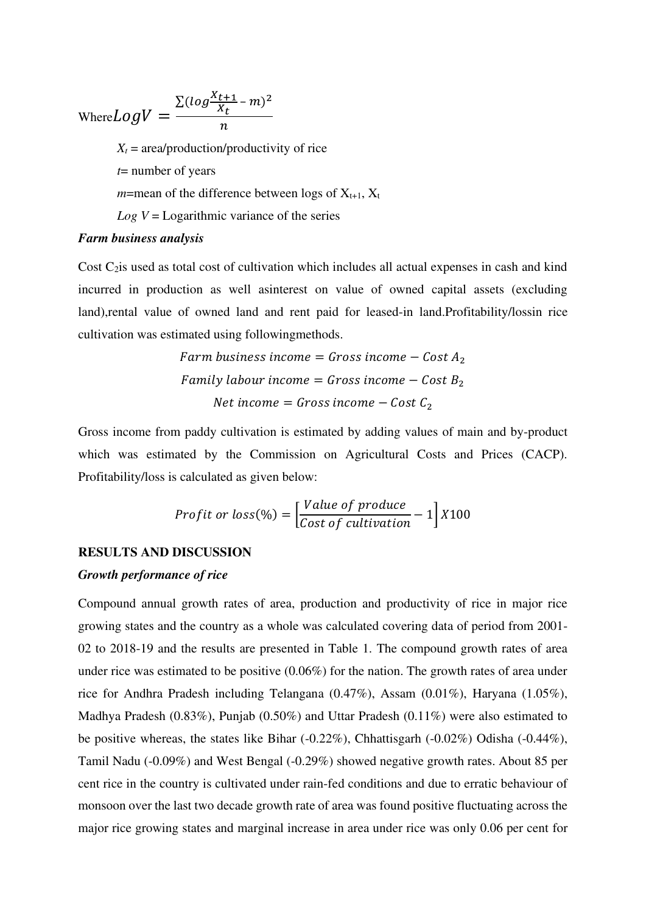Where $LogV = \frac{\sum(log\frac{X_{t+1}}{X_t} - m)^2}{n}$

$X_t$ = area/production/productivity of rice

$t$= number of years

$m$=mean of the difference between logs of $X_{t+1}$, $X_t$

$Log\ V$ = Logarithmic variance of the series

***Farm business analysis***

Cost $C_2$is used as total cost of cultivation which includes all actual expenses in cash and kind incurred in production as well asinterest on value of owned capital assets (excluding land),rental value of owned land and rent paid for leased-in land.Profitability/lossin rice cultivation was estimated using followingmethods.

$$Farm\ business\ income = Gross\ income - Cost\ A_2$$

$$Family\ labour\ income = Gross\ income - Cost\ B_2$$

$$Net\ income = Gross\ income - Cost\ C_2$$

Gross income from paddy cultivation is estimated by adding values of main and by-product which was estimated by the Commission on Agricultural Costs and Prices (CACP). Profitability/loss is calculated as given below:

$$Profit\ or\ loss(\%) = \left[\frac{Value\ of\ produce}{Cost\ of\ cultivation} - 1\right] X100$$

**RESULTS AND DISCUSSION**

***Growth performance of rice***

Compound annual growth rates of area, production and productivity of rice in major rice growing states and the country as a whole was calculated covering data of period from 2001-02 to 2018-19 and the results are presented in Table 1. The compound growth rates of area under rice was estimated to be positive (0.06%) for the nation. The growth rates of area under rice for Andhra Pradesh including Telangana (0.47%), Assam (0.01%), Haryana (1.05%), Madhya Pradesh (0.83%), Punjab (0.50%) and Uttar Pradesh (0.11%) were also estimated to be positive whereas, the states like Bihar (-0.22%), Chhattisgarh (-0.02%) Odisha (-0.44%), Tamil Nadu (-0.09%) and West Bengal (-0.29%) showed negative growth rates. About 85 per cent rice in the country is cultivated under rain-fed conditions and due to erratic behaviour of monsoon over the last two decade growth rate of area was found positive fluctuating across the major rice growing states and marginal increase in area under rice was only 0.06 per cent for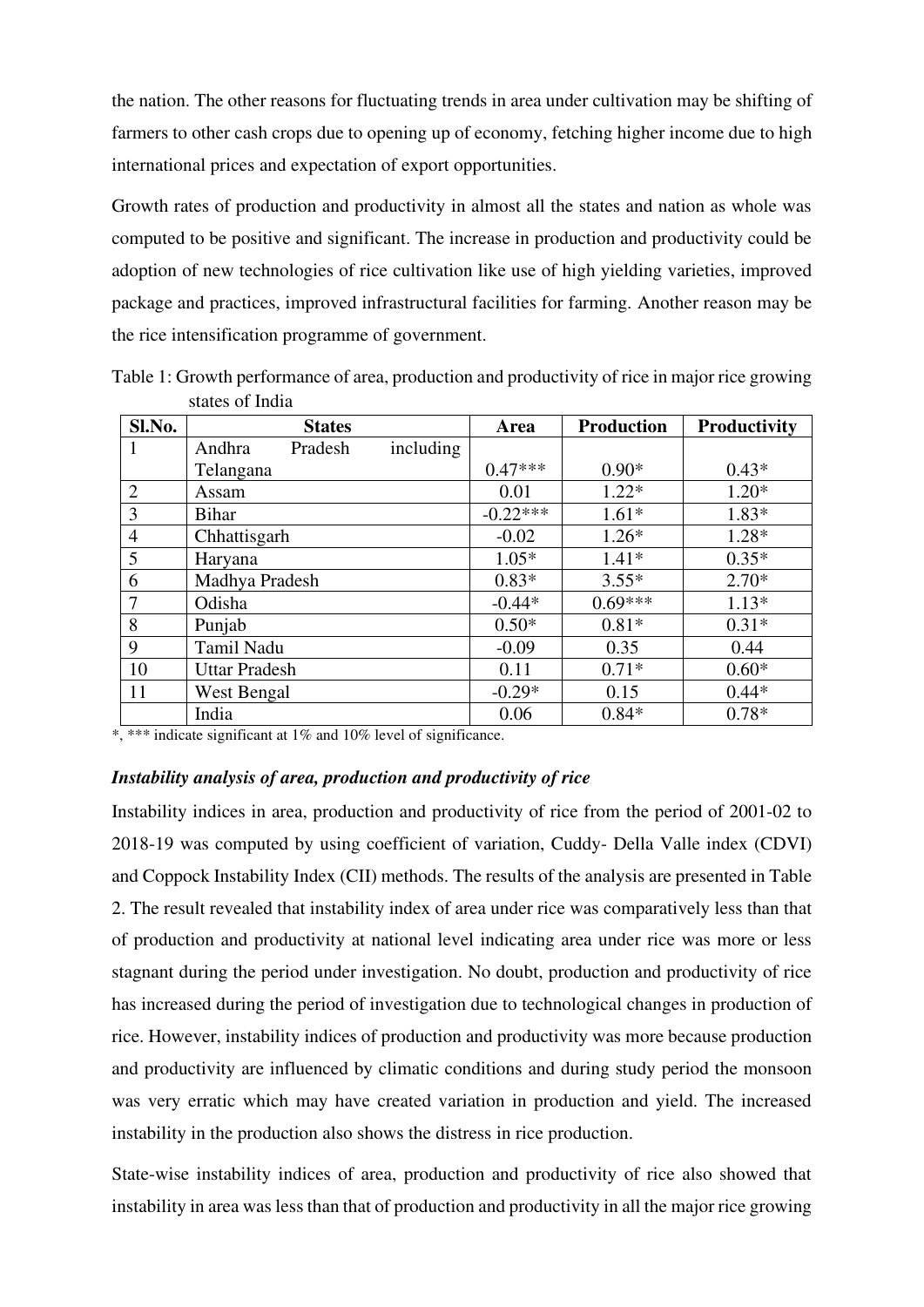the nation. The other reasons for fluctuating trends in area under cultivation may be shifting of farmers to other cash crops due to opening up of economy, fetching higher income due to high international prices and expectation of export opportunities.

Growth rates of production and productivity in almost all the states and nation as whole was computed to be positive and significant. The increase in production and productivity could be adoption of new technologies of rice cultivation like use of high yielding varieties, improved package and practices, improved infrastructural facilities for farming. Another reason may be the rice intensification programme of government.

Table 1: Growth performance of area, production and productivity of rice in major rice growing states of India

| Sl.No. | States | Area | Production | Productivity |
|---|---|---|---|---|
| 1 | Andhra Pradesh including Telangana | 0.47*** | 0.90* | 0.43* |
| 2 | Assam | 0.01 | 1.22* | 1.20* |
| 3 | Bihar | -0.22*** | 1.61* | 1.83* |
| 4 | Chhattisgarh | -0.02 | 1.26* | 1.28* |
| 5 | Haryana | 1.05* | 1.41* | 0.35* |
| 6 | Madhya Pradesh | 0.83* | 3.55* | 2.70* |
| 7 | Odisha | -0.44* | 0.69*** | 1.13* |
| 8 | Punjab | 0.50* | 0.81* | 0.31* |
| 9 | Tamil Nadu | -0.09 | 0.35 | 0.44 |
| 10 | Uttar Pradesh | 0.11 | 0.71* | 0.60* |
| 11 | West Bengal | -0.29* | 0.15 | 0.44* |
| | India | 0.06 | 0.84* | 0.78* |

*, *** indicate significant at 1% and 10% level of significance.

### *Instability analysis of area, production and productivity of rice*

Instability indices in area, production and productivity of rice from the period of 2001-02 to 2018-19 was computed by using coefficient of variation, Cuddy- Della Valle index (CDVI) and Coppock Instability Index (CII) methods. The results of the analysis are presented in Table 2. The result revealed that instability index of area under rice was comparatively less than that of production and productivity at national level indicating area under rice was more or less stagnant during the period under investigation. No doubt, production and productivity of rice has increased during the period of investigation due to technological changes in production of rice. However, instability indices of production and productivity was more because production and productivity are influenced by climatic conditions and during study period the monsoon was very erratic which may have created variation in production and yield. The increased instability in the production also shows the distress in rice production.

State-wise instability indices of area, production and productivity of rice also showed that instability in area was less than that of production and productivity in all the major rice growing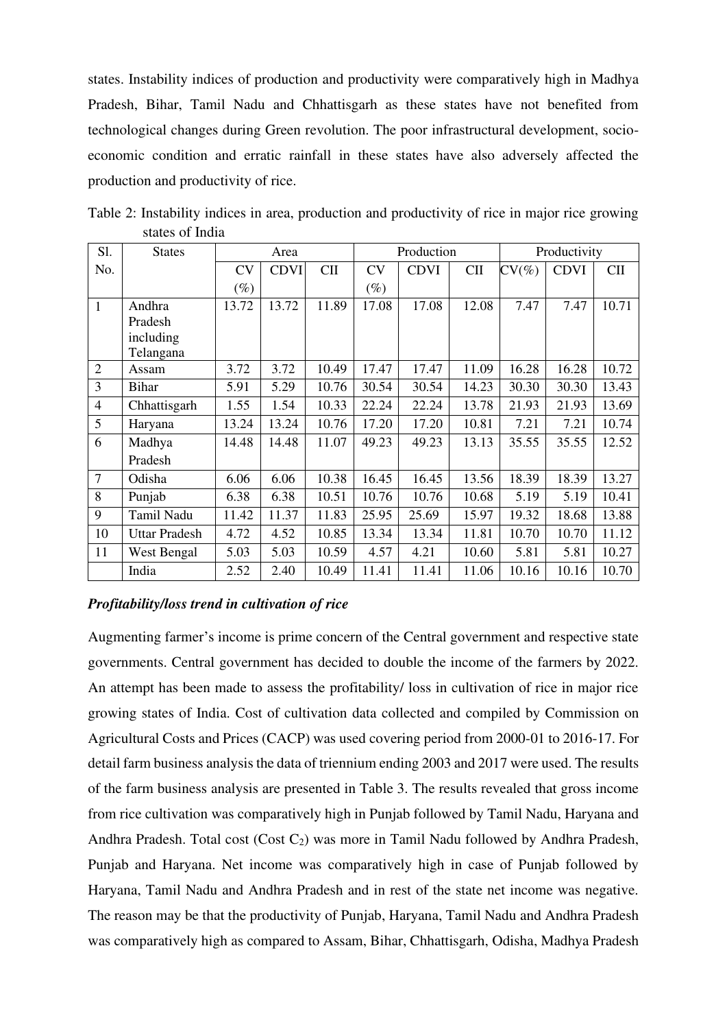states. Instability indices of production and productivity were comparatively high in Madhya Pradesh, Bihar, Tamil Nadu and Chhattisgarh as these states have not benefited from technological changes during Green revolution. The poor infrastructural development, socio-economic condition and erratic rainfall in these states have also adversely affected the production and productivity of rice.

Table 2: Instability indices in area, production and productivity of rice in major rice growing states of India

| Sl. No. | States | Area | | | Production | | | Productivity | | |
|---|---|---|---|---|---|---|---|---|---|---|
| | | CV (%) | CDVI | CII | CV (%) | CDVI | CII | CV(%) | CDVI | CII |
| 1 | Andhra Pradesh including Telangana | 13.72 | 13.72 | 11.89 | 17.08 | 17.08 | 12.08 | 7.47 | 7.47 | 10.71 |
| 2 | Assam | 3.72 | 3.72 | 10.49 | 17.47 | 17.47 | 11.09 | 16.28 | 16.28 | 10.72 |
| 3 | Bihar | 5.91 | 5.29 | 10.76 | 30.54 | 30.54 | 14.23 | 30.30 | 30.30 | 13.43 |
| 4 | Chhattisgarh | 1.55 | 1.54 | 10.33 | 22.24 | 22.24 | 13.78 | 21.93 | 21.93 | 13.69 |
| 5 | Haryana | 13.24 | 13.24 | 10.76 | 17.20 | 17.20 | 10.81 | 7.21 | 7.21 | 10.74 |
| 6 | Madhya Pradesh | 14.48 | 14.48 | 11.07 | 49.23 | 49.23 | 13.13 | 35.55 | 35.55 | 12.52 |
| 7 | Odisha | 6.06 | 6.06 | 10.38 | 16.45 | 16.45 | 13.56 | 18.39 | 18.39 | 13.27 |
| 8 | Punjab | 6.38 | 6.38 | 10.51 | 10.76 | 10.76 | 10.68 | 5.19 | 5.19 | 10.41 |
| 9 | Tamil Nadu | 11.42 | 11.37 | 11.83 | 25.95 | 25.69 | 15.97 | 19.32 | 18.68 | 13.88 |
| 10 | Uttar Pradesh | 4.72 | 4.52 | 10.85 | 13.34 | 13.34 | 11.81 | 10.70 | 10.70 | 11.12 |
| 11 | West Bengal | 5.03 | 5.03 | 10.59 | 4.57 | 4.21 | 10.60 | 5.81 | 5.81 | 10.27 |
| | India | 2.52 | 2.40 | 10.49 | 11.41 | 11.41 | 11.06 | 10.16 | 10.16 | 10.70 |

### *Profitability/loss trend in cultivation of rice*

Augmenting farmer's income is prime concern of the Central government and respective state governments. Central government has decided to double the income of the farmers by 2022. An attempt has been made to assess the profitability/ loss in cultivation of rice in major rice growing states of India. Cost of cultivation data collected and compiled by Commission on Agricultural Costs and Prices (CACP) was used covering period from 2000-01 to 2016-17. For detail farm business analysis the data of triennium ending 2003 and 2017 were used. The results of the farm business analysis are presented in Table 3. The results revealed that gross income from rice cultivation was comparatively high in Punjab followed by Tamil Nadu, Haryana and Andhra Pradesh. Total cost (Cost $C_2$) was more in Tamil Nadu followed by Andhra Pradesh, Punjab and Haryana. Net income was comparatively high in case of Punjab followed by Haryana, Tamil Nadu and Andhra Pradesh and in rest of the state net income was negative. The reason may be that the productivity of Punjab, Haryana, Tamil Nadu and Andhra Pradesh was comparatively high as compared to Assam, Bihar, Chhattisgarh, Odisha, Madhya Pradesh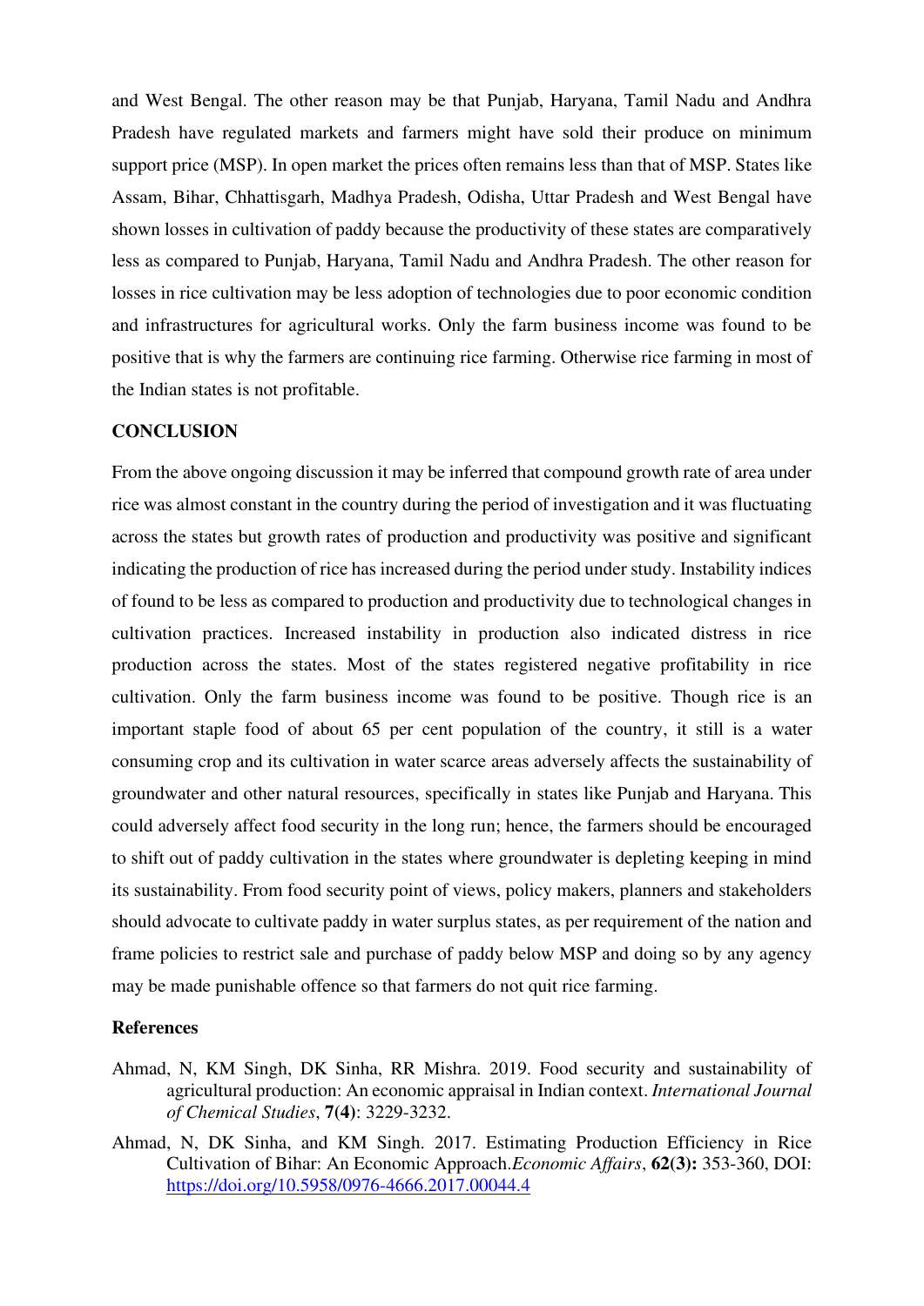and West Bengal. The other reason may be that Punjab, Haryana, Tamil Nadu and Andhra Pradesh have regulated markets and farmers might have sold their produce on minimum support price (MSP). In open market the prices often remains less than that of MSP. States like Assam, Bihar, Chhattisgarh, Madhya Pradesh, Odisha, Uttar Pradesh and West Bengal have shown losses in cultivation of paddy because the productivity of these states are comparatively less as compared to Punjab, Haryana, Tamil Nadu and Andhra Pradesh. The other reason for losses in rice cultivation may be less adoption of technologies due to poor economic condition and infrastructures for agricultural works. Only the farm business income was found to be positive that is why the farmers are continuing rice farming. Otherwise rice farming in most of the Indian states is not profitable.

## CONCLUSION

From the above ongoing discussion it may be inferred that compound growth rate of area under rice was almost constant in the country during the period of investigation and it was fluctuating across the states but growth rates of production and productivity was positive and significant indicating the production of rice has increased during the period under study. Instability indices of found to be less as compared to production and productivity due to technological changes in cultivation practices. Increased instability in production also indicated distress in rice production across the states. Most of the states registered negative profitability in rice cultivation. Only the farm business income was found to be positive. Though rice is an important staple food of about 65 per cent population of the country, it still is a water consuming crop and its cultivation in water scarce areas adversely affects the sustainability of groundwater and other natural resources, specifically in states like Punjab and Haryana. This could adversely affect food security in the long run; hence, the farmers should be encouraged to shift out of paddy cultivation in the states where groundwater is depleting keeping in mind its sustainability. From food security point of views, policy makers, planners and stakeholders should advocate to cultivate paddy in water surplus states, as per requirement of the nation and frame policies to restrict sale and purchase of paddy below MSP and doing so by any agency may be made punishable offence so that farmers do not quit rice farming.

## References

Ahmad, N, KM Singh, DK Sinha, RR Mishra. 2019. Food security and sustainability of agricultural production: An economic appraisal in Indian context. *International Journal of Chemical Studies*, **7(4)**: 3229-3232.

Ahmad, N, DK Sinha, and KM Singh. 2017. Estimating Production Efficiency in Rice Cultivation of Bihar: An Economic Approach.*Economic Affairs*, **62(3):** 353-360, DOI: https://doi.org/10.5958/0976-4666.2017.00044.4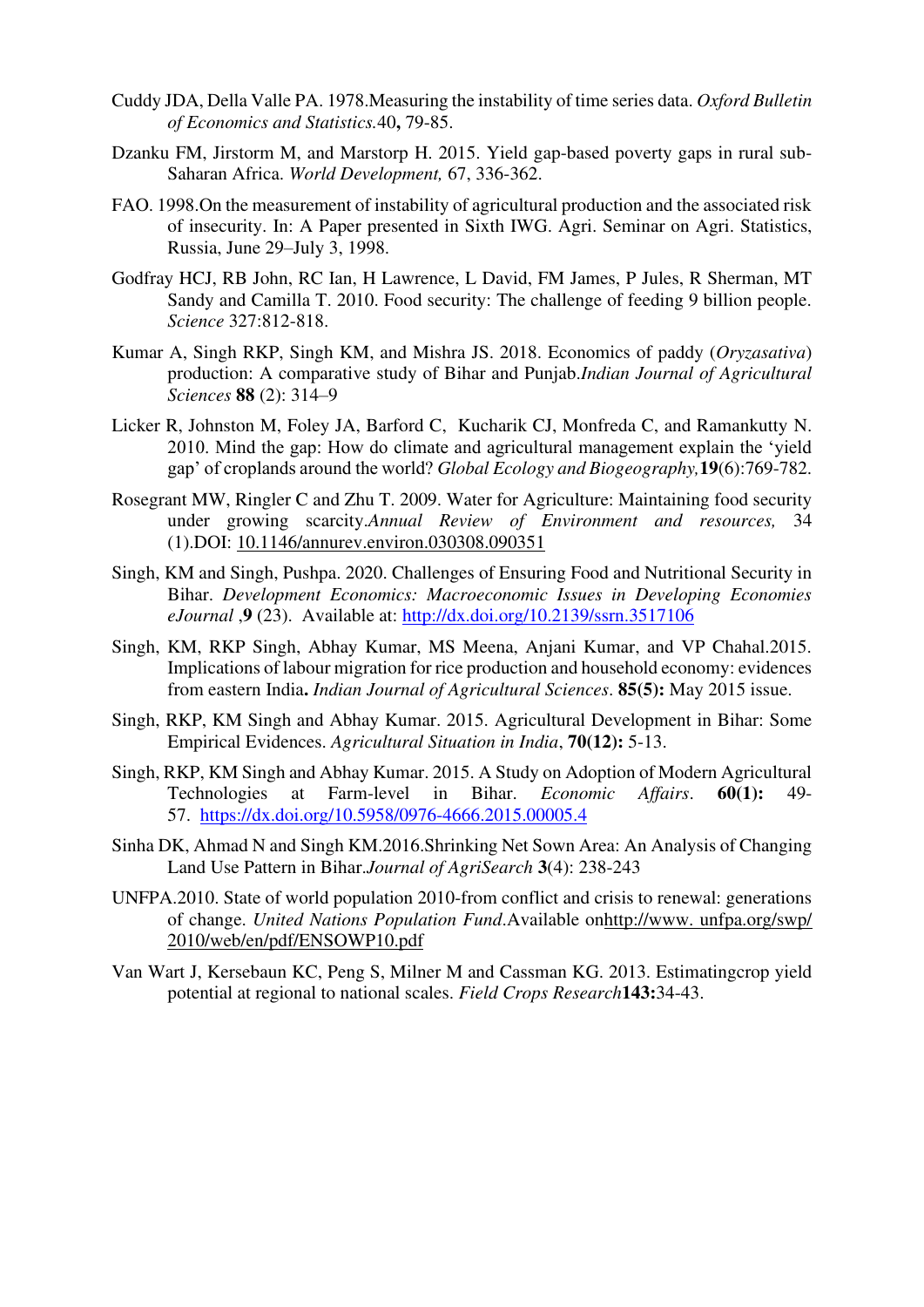Cuddy JDA, Della Valle PA. 1978.Measuring the instability of time series data. *Oxford Bulletin of Economics and Statistics.*40**,** 79-85.

Dzanku FM, Jirstorm M, and Marstorp H. 2015. Yield gap-based poverty gaps in rural sub-Saharan Africa. *World Development,* 67, 336-362.

FAO. 1998.On the measurement of instability of agricultural production and the associated risk of insecurity. In: A Paper presented in Sixth IWG. Agri. Seminar on Agri. Statistics, Russia, June 29–July 3, 1998.

Godfray HCJ, RB John, RC Ian, H Lawrence, L David, FM James, P Jules, R Sherman, MT Sandy and Camilla T. 2010. Food security: The challenge of feeding 9 billion people. *Science* 327:812-818.

Kumar A, Singh RKP, Singh KM, and Mishra JS. 2018. Economics of paddy (*Oryzasativa*) production: A comparative study of Bihar and Punjab.*Indian Journal of Agricultural Sciences* **88** (2): 314–9

Licker R, Johnston M, Foley JA, Barford C, Kucharik CJ, Monfreda C, and Ramankutty N. 2010. Mind the gap: How do climate and agricultural management explain the 'yield gap' of croplands around the world? *Global Ecology and Biogeography,***19**(6):769-782.

Rosegrant MW, Ringler C and Zhu T. 2009. Water for Agriculture: Maintaining food security under growing scarcity.*Annual Review of Environment and resources,* 34 (1).DOI: 10.1146/annurev.environ.030308.090351

Singh, KM and Singh, Pushpa. 2020. Challenges of Ensuring Food and Nutritional Security in Bihar. *Development Economics: Macroeconomic Issues in Developing Economies eJournal* ,**9** (23). Available at: http://dx.doi.org/10.2139/ssrn.3517106

Singh, KM, RKP Singh, Abhay Kumar, MS Meena, Anjani Kumar, and VP Chahal.2015. Implications of labour migration for rice production and household economy: evidences from eastern India**.** *Indian Journal of Agricultural Sciences*. **85(5):** May 2015 issue.

Singh, RKP, KM Singh and Abhay Kumar. 2015. Agricultural Development in Bihar: Some Empirical Evidences. *Agricultural Situation in India*, **70(12):** 5-13.

Singh, RKP, KM Singh and Abhay Kumar. 2015. A Study on Adoption of Modern Agricultural Technologies at Farm-level in Bihar. *Economic Affairs*. **60(1):** 49-57. https://dx.doi.org/10.5958/0976-4666.2015.00005.4

Sinha DK, Ahmad N and Singh KM.2016.Shrinking Net Sown Area: An Analysis of Changing Land Use Pattern in Bihar.*Journal of AgriSearch* **3**(4): 238-243

UNFPA.2010. State of world population 2010-from conflict and crisis to renewal: generations of change. *United Nations Population Fund*.Available onhttp://www. unfpa.org/swp/2010/web/en/pdf/ENSOWP10.pdf

Van Wart J, Kersebaun KC, Peng S, Milner M and Cassman KG. 2013. Estimatingcrop yield potential at regional to national scales. *Field Crops Research***143:**34-43.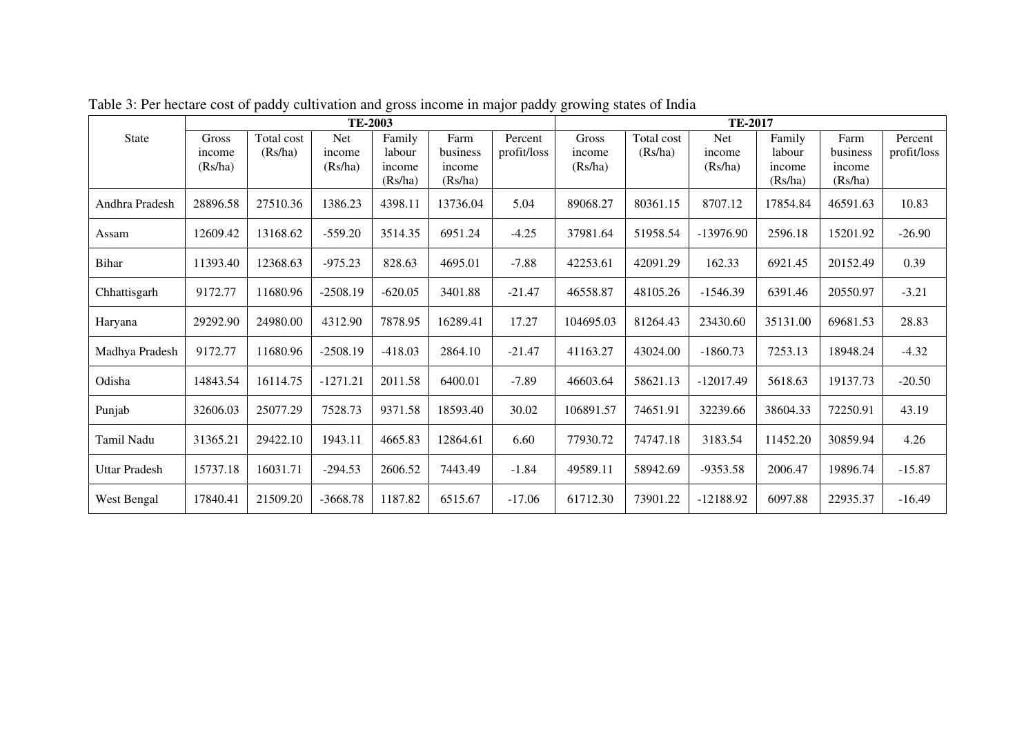Table 3: Per hectare cost of paddy cultivation and gross income in major paddy growing states of India

| State | TE-2003 | | | | | | TE-2017 | | | | | |
|---|---|---|---|---|---|---|---|---|---|---|---|---|
| | Gross income (Rs/ha) | Total cost (Rs/ha) | Net income (Rs/ha) | Family labour income (Rs/ha) | Farm business income (Rs/ha) | Percent profit/loss | Gross income (Rs/ha) | Total cost (Rs/ha) | Net income (Rs/ha) | Family labour income (Rs/ha) | Farm business income (Rs/ha) | Percent profit/loss |
| Andhra Pradesh | 28896.58 | 27510.36 | 1386.23 | 4398.11 | 13736.04 | 5.04 | 89068.27 | 80361.15 | 8707.12 | 17854.84 | 46591.63 | 10.83 |
| Assam | 12609.42 | 13168.62 | -559.20 | 3514.35 | 6951.24 | -4.25 | 37981.64 | 51958.54 | -13976.90 | 2596.18 | 15201.92 | -26.90 |
| Bihar | 11393.40 | 12368.63 | -975.23 | 828.63 | 4695.01 | -7.88 | 42253.61 | 42091.29 | 162.33 | 6921.45 | 20152.49 | 0.39 |
| Chhattisgarh | 9172.77 | 11680.96 | -2508.19 | -620.05 | 3401.88 | -21.47 | 46558.87 | 48105.26 | -1546.39 | 6391.46 | 20550.97 | -3.21 |
| Haryana | 29292.90 | 24980.00 | 4312.90 | 7878.95 | 16289.41 | 17.27 | 104695.03 | 81264.43 | 23430.60 | 35131.00 | 69681.53 | 28.83 |
| Madhya Pradesh | 9172.77 | 11680.96 | -2508.19 | -418.03 | 2864.10 | -21.47 | 41163.27 | 43024.00 | -1860.73 | 7253.13 | 18948.24 | -4.32 |
| Odisha | 14843.54 | 16114.75 | -1271.21 | 2011.58 | 6400.01 | -7.89 | 46603.64 | 58621.13 | -12017.49 | 5618.63 | 19137.73 | -20.50 |
| Punjab | 32606.03 | 25077.29 | 7528.73 | 9371.58 | 18593.40 | 30.02 | 106891.57 | 74651.91 | 32239.66 | 38604.33 | 72250.91 | 43.19 |
| Tamil Nadu | 31365.21 | 29422.10 | 1943.11 | 4665.83 | 12864.61 | 6.60 | 77930.72 | 74747.18 | 3183.54 | 11452.20 | 30859.94 | 4.26 |
| Uttar Pradesh | 15737.18 | 16031.71 | -294.53 | 2606.52 | 7443.49 | -1.84 | 49589.11 | 58942.69 | -9353.58 | 2006.47 | 19896.74 | -15.87 |
| West Bengal | 17840.41 | 21509.20 | -3668.78 | 1187.82 | 6515.67 | -17.06 | 61712.30 | 73901.22 | -12188.92 | 6097.88 | 22935.37 | -16.49 |